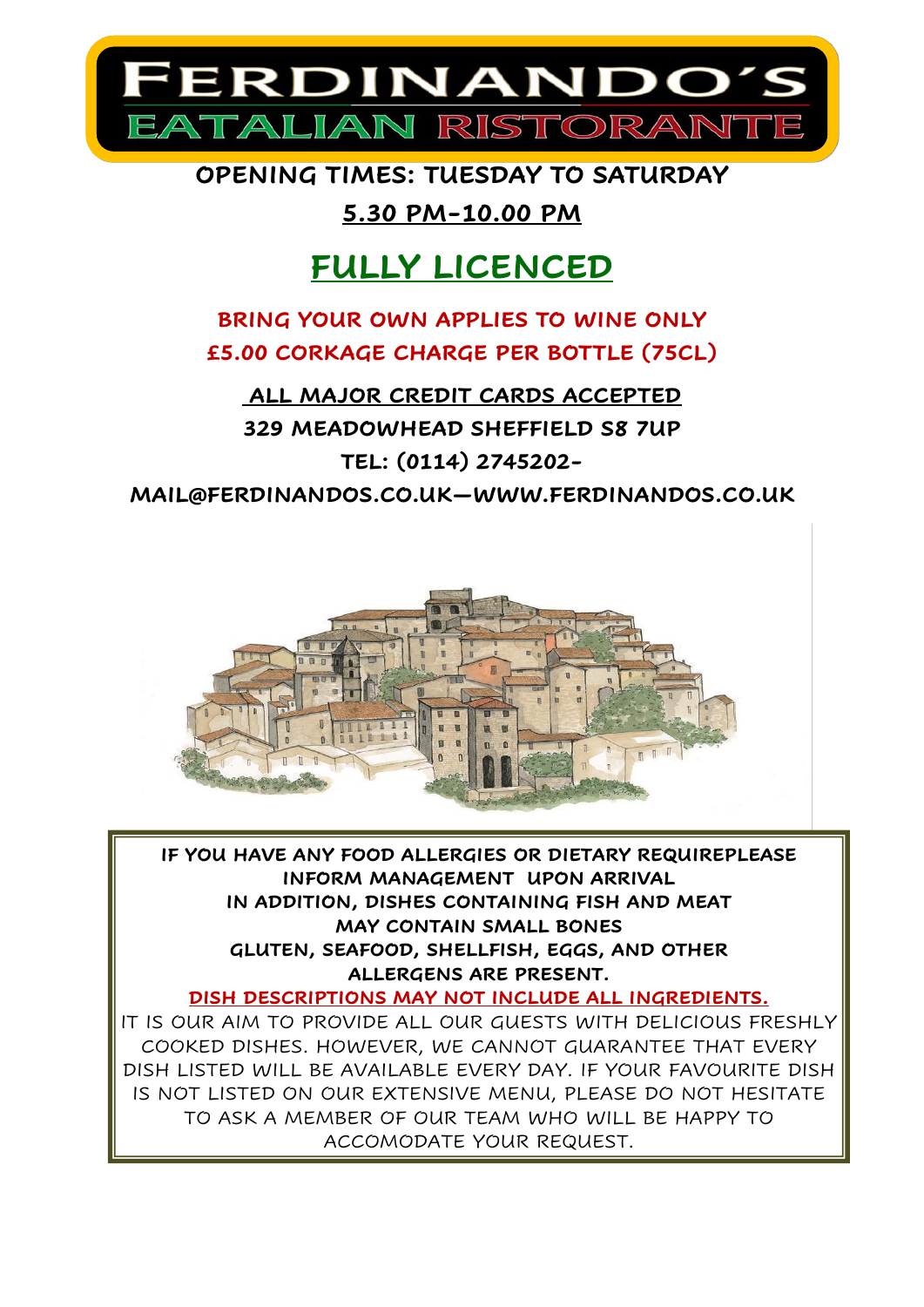# FERDINANDO'S

## EATALIAN RISTORANTE

**OPENING TIMES: TUESDAY TO SATURDAY**

**5.30 PM-10.00 PM**

## FULLY LICENCED

**BRING YOUR OWN APPLIES TO WINE ONLY**

**£5.00 CORKAGE CHARGE PER BOTTLE (75CL)**

**ALL MAJOR CREDIT CARDS ACCEPTED**

**329 MEADOWHEAD SHEFFIELD S8 7UP**

**TEL: (0114) 2745202-**

**MAIL@FERDINANDOS.CO.UK—WWW.FERDINANDOS.CO.UK**

**IF YOU HAVE ANY FOOD ALLERGIES OR DIETARY REQUIREPLEASE INFORM MANAGEMENT UPON ARRIVAL**
**IN ADDITION, DISHES CONTAINING FISH AND MEAT MAY CONTAIN SMALL BONES**
**GLUTEN, SEAFOOD, SHELLFISH, EGGS, AND OTHER ALLERGENS ARE PRESENT.**

**DISH DESCRIPTIONS MAY NOT INCLUDE ALL INGREDIENTS.**

IT IS OUR AIM TO PROVIDE ALL OUR GUESTS WITH DELICIOUS FRESHLY COOKED DISHES. HOWEVER, WE CANNOT GUARANTEE THAT EVERY DISH LISTED WILL BE AVAILABLE EVERY DAY. IF YOUR FAVOURITE DISH IS NOT LISTED ON OUR EXTENSIVE MENU, PLEASE DO NOT HESITATE TO ASK A MEMBER OF OUR TEAM WHO WILL BE HAPPY TO ACCOMODATE YOUR REQUEST.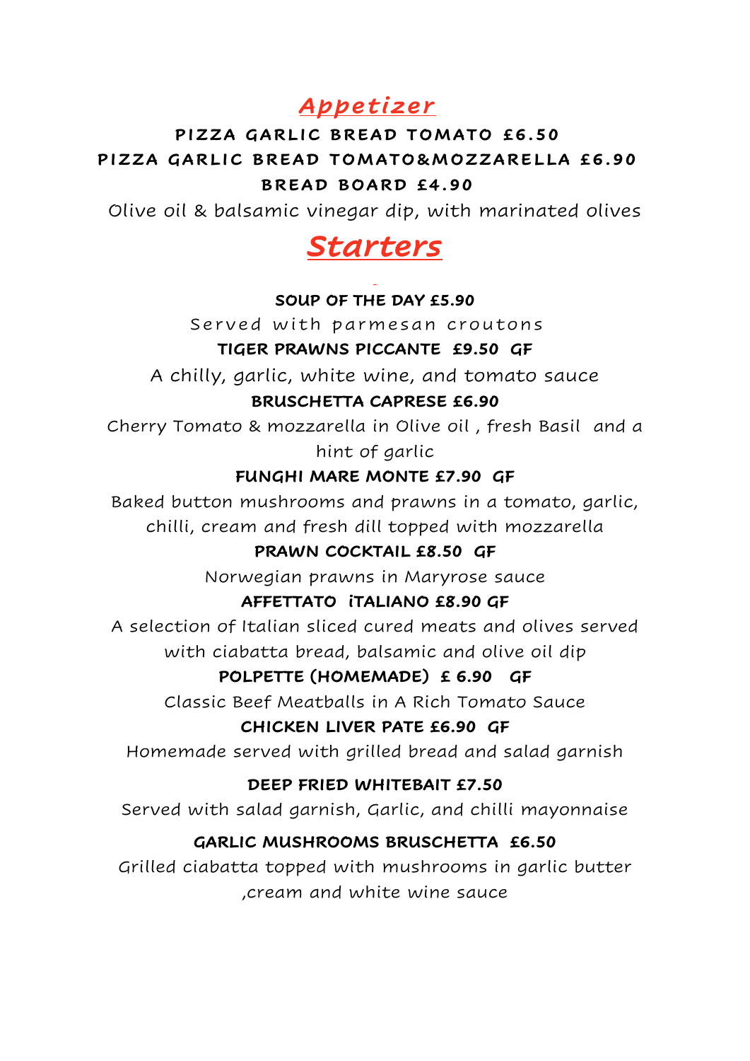## *Appetizer*

**PIZZA GARLIC BREAD TOMATO £6.50**

**PIZZA GARLIC BREAD TOMATO&MOZZARELLA £6.90**

**BREAD BOARD £4.90**

Olive oil & balsamic vinegar dip, with marinated olives

# *Starters*

**SOUP OF THE DAY £5.90**

Served with parmesan croutons

**TIGER PRAWNS PICCANTE £9.50 GF**

A chilly, garlic, white wine, and tomato sauce

**BRUSCHETTA CAPRESE £6.90**

Cherry Tomato & mozzarella in Olive oil , fresh Basil and a hint of garlic

**FUNGHI MARE MONTE £7.90 GF**

Baked button mushrooms and prawns in a tomato, garlic, chilli, cream and fresh dill topped with mozzarella

**PRAWN COCKTAIL £8.50 GF**

Norwegian prawns in Maryrose sauce

**AFFETTATO iTALIANO £8.90 GF**

A selection of Italian sliced cured meats and olives served with ciabatta bread, balsamic and olive oil dip

**POLPETTE (HOMEMADE) £ 6.90 GF**

Classic Beef Meatballs in A Rich Tomato Sauce

**CHICKEN LIVER PATE £6.90 GF**

Homemade served with grilled bread and salad garnish

**DEEP FRIED WHITEBAIT £7.50**

Served with salad garnish, Garlic, and chilli mayonnaise

**GARLIC MUSHROOMS BRUSCHETTA £6.50**

Grilled ciabatta topped with mushrooms in garlic butter ,cream and white wine sauce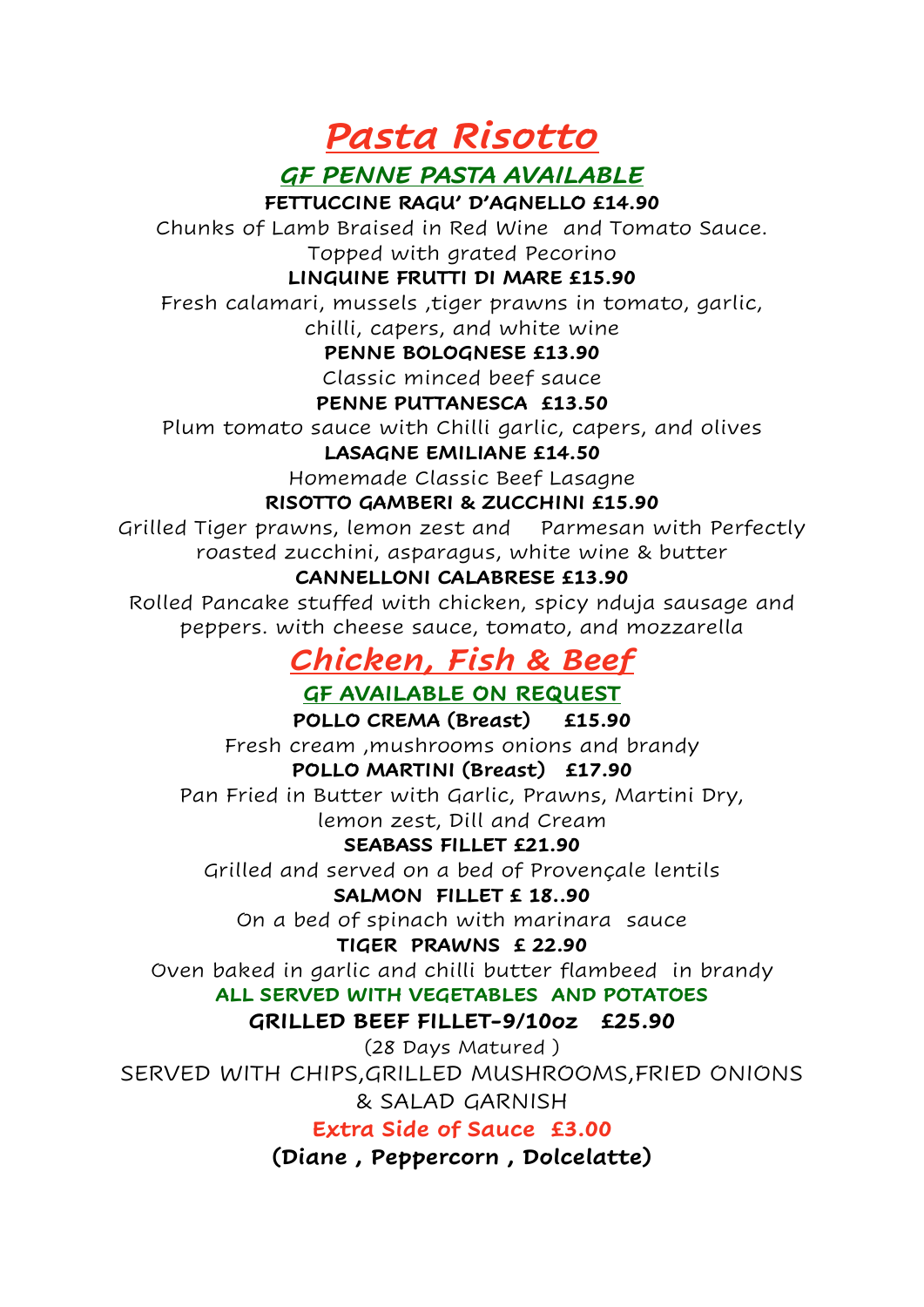# *Pasta Risotto*

### *GF PENNE PASTA AVAILABLE*

**FETTUCCINE RAGU' D'AGNELLO £14.90**

Chunks of Lamb Braised in Red Wine and Tomato Sauce. Topped with grated Pecorino

**LINGUINE FRUTTI DI MARE £15.90**

Fresh calamari, mussels ,tiger prawns in tomato, garlic, chilli, capers, and white wine

**PENNE BOLOGNESE £13.90**

Classic minced beef sauce

**PENNE PUTTANESCA £13.50**

Plum tomato sauce with Chilli garlic, capers, and olives

**LASAGNE EMILIANE £14.50**

Homemade Classic Beef Lasagne

**RISOTTO GAMBERI & ZUCCHINI £15.90**

Grilled Tiger prawns, lemon zest and Parmesan with Perfectly roasted zucchini, asparagus, white wine & butter

**CANNELLONI CALABRESE £13.90**

Rolled Pancake stuffed with chicken, spicy nduja sausage and peppers. with cheese sauce, tomato, and mozzarella

# *Chicken, Fish & Beef*

### GF AVAILABLE ON REQUEST

**POLLO CREMA (Breast) £15.90**

Fresh cream ,mushrooms onions and brandy

**POLLO MARTINI (Breast) £17.90**

Pan Fried in Butter with Garlic, Prawns, Martini Dry, lemon zest, Dill and Cream

**SEABASS FILLET £21.90**

Grilled and served on a bed of Provençale lentils

**SALMON FILLET £ 18..90**

On a bed of spinach with marinara sauce

**TIGER PRAWNS £ 22.90**

Oven baked in garlic and chilli butter flambeed in brandy

**ALL SERVED WITH VEGETABLES AND POTATOES**

**GRILLED BEEF FILLET-9/10oz £25.90**

(28 Days Matured )

SERVED WITH CHIPS,GRILLED MUSHROOMS,FRIED ONIONS & SALAD GARNISH

**Extra Side of Sauce £3.00**

**(Diane , Peppercorn , Dolcelatte)**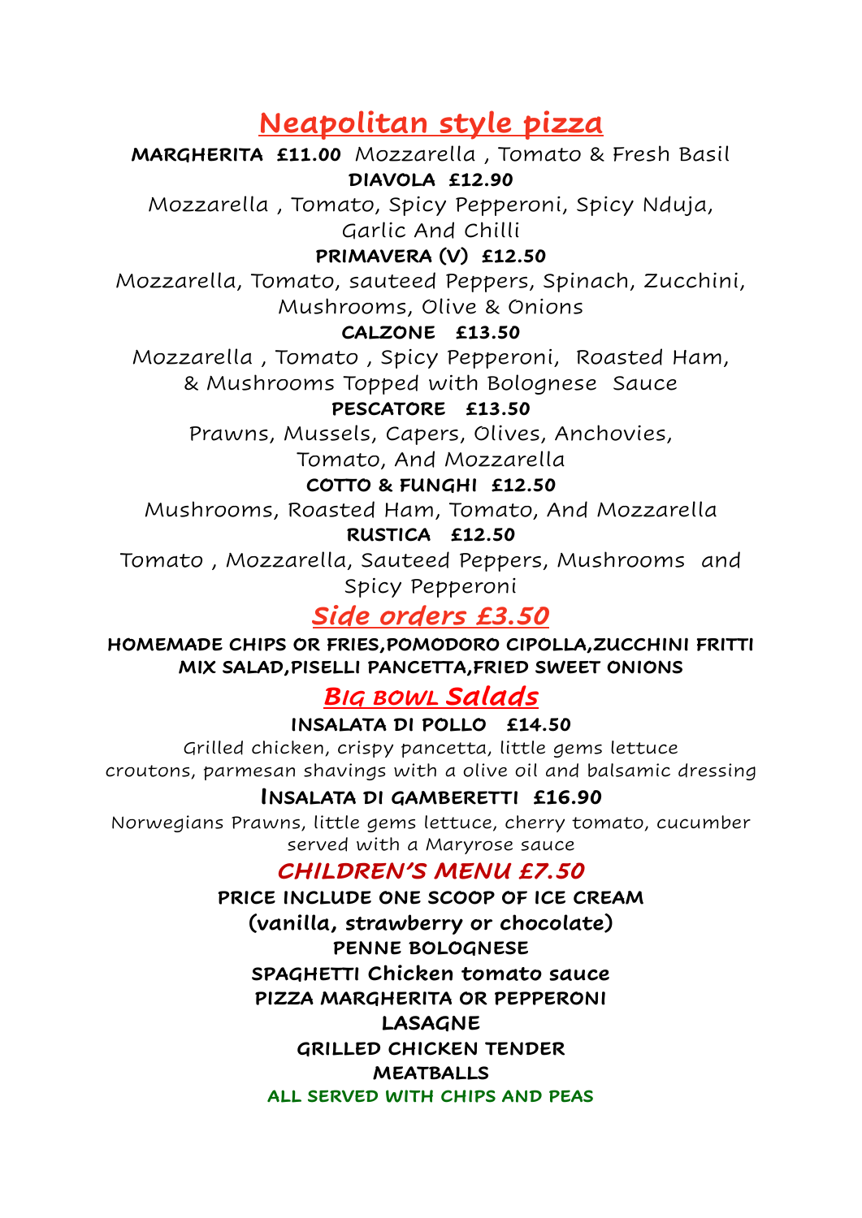# Neapolitan style pizza

**MARGHERITA £11.00** Mozzarella , Tomato & Fresh Basil

**DIAVOLA £12.90**

Mozzarella , Tomato, Spicy Pepperoni, Spicy Nduja, Garlic And Chilli

**PRIMAVERA (V) £12.50**

Mozzarella, Tomato, sauteed Peppers, Spinach, Zucchini, Mushrooms, Olive & Onions

**CALZONE £13.50**

Mozzarella , Tomato , Spicy Pepperoni, Roasted Ham, & Mushrooms Topped with Bolognese Sauce

**PESCATORE £13.50**

Prawns, Mussels, Capers, Olives, Anchovies, Tomato, And Mozzarella

**COTTO & FUNGHI £12.50**

Mushrooms, Roasted Ham, Tomato, And Mozzarella

**RUSTICA £12.50**

Tomato , Mozzarella, Sauteed Peppers, Mushrooms and Spicy Pepperoni

## *Side orders £3.50*

**HOMEMADE CHIPS OR FRIES,POMODORO CIPOLLA,ZUCCHINI FRITTI MIX SALAD,PISELLI PANCETTA,FRIED SWEET ONIONS**

## *BIG BOWL Salads*

**INSALATA DI POLLO £14.50**

Grilled chicken, crispy pancetta, little gems lettuce croutons, parmesan shavings with a olive oil and balsamic dressing

**INSALATA DI GAMBERETTI £16.90**

Norwegians Prawns, little gems lettuce, cherry tomato, cucumber served with a Maryrose sauce

## *CHILDREN'S MENU £7.50*

**PRICE INCLUDE ONE SCOOP OF ICE CREAM**

**(vanilla, strawberry or chocolate)**

**PENNE BOLOGNESE**

**SPAGHETTI Chicken tomato sauce**

**PIZZA MARGHERITA OR PEPPERONI**

**LASAGNE**

**GRILLED CHICKEN TENDER**

**MEATBALLS**

**ALL SERVED WITH CHIPS AND PEAS**